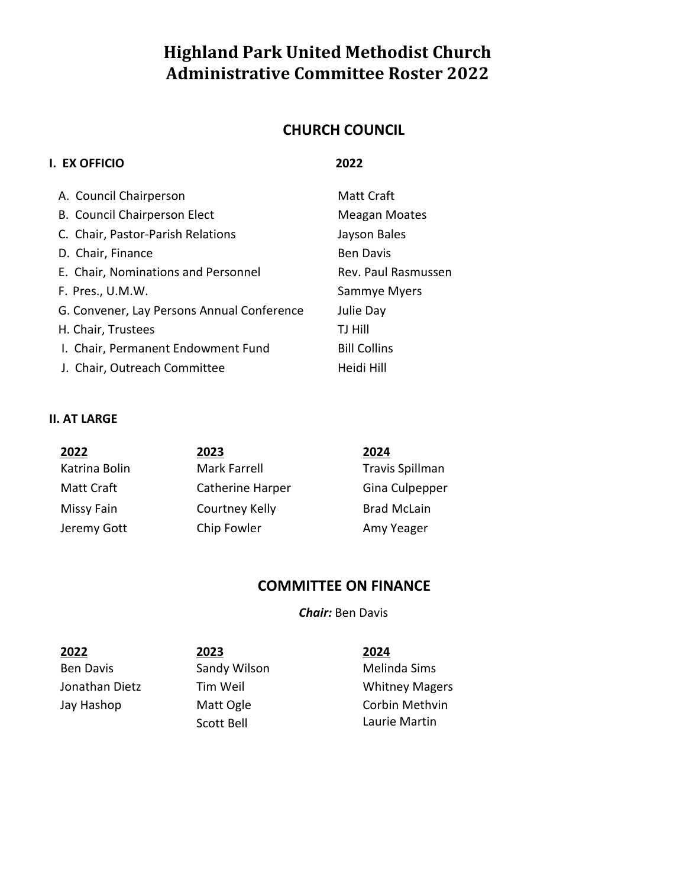# Highland Park United Methodist Church
# Administrative Committee Roster 2022

## CHURCH COUNCIL

### I. EX OFFICIO

| | 2022 |
|---|---|
| A. Council Chairperson | Matt Craft |
| B. Council Chairperson Elect | Meagan Moates |
| C. Chair, Pastor-Parish Relations | Jayson Bales |
| D. Chair, Finance | Ben Davis |
| E. Chair, Nominations and Personnel | Rev. Paul Rasmussen |
| F. Pres., U.M.W. | Sammye Myers |
| G. Convener, Lay Persons Annual Conference | Julie Day |
| H. Chair, Trustees | TJ Hill |
| I. Chair, Permanent Endowment Fund | Bill Collins |
| J. Chair, Outreach Committee | Heidi Hill |

### II. AT LARGE

| 2022 | 2023 | 2024 |
|---|---|---|
| Katrina Bolin | Mark Farrell | Travis Spillman |
| Matt Craft | Catherine Harper | Gina Culpepper |
| Missy Fain | Courtney Kelly | Brad McLain |
| Jeremy Gott | Chip Fowler | Amy Yeager |

## COMMITTEE ON FINANCE

***Chair:*** Ben Davis

| 2022 | 2023 | 2024 |
|---|---|---|
| Ben Davis | Sandy Wilson | Melinda Sims |
| Jonathan Dietz | Tim Weil | Whitney Magers |
| Jay Hashop | Matt Ogle | Corbin Methvin |
| | Scott Bell | Laurie Martin |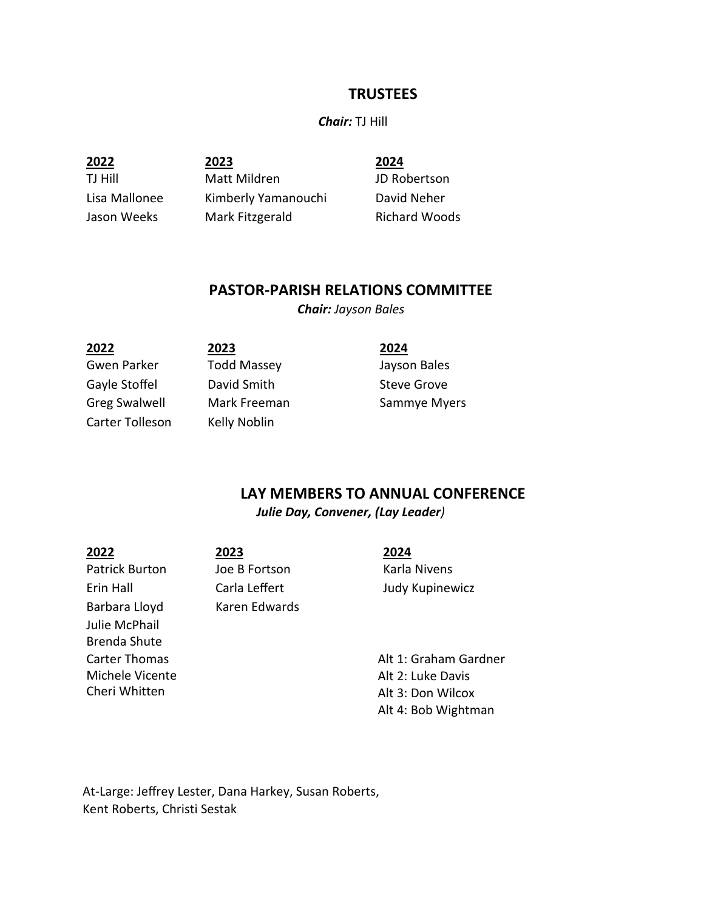## TRUSTEES

***Chair:*** TJ Hill

| 2022 | 2023 | 2024 |
|---|---|---|
| TJ Hill | Matt Mildren | JD Robertson |
| Lisa Mallonee | Kimberly Yamanouchi | David Neher |
| Jason Weeks | Mark Fitzgerald | Richard Woods |

## PASTOR-PARISH RELATIONS COMMITTEE

***Chair:*** *Jayson Bales*

| 2022 | 2023 | 2024 |
|---|---|---|
| Gwen Parker | Todd Massey | Jayson Bales |
| Gayle Stoffel | David Smith | Steve Grove |
| Greg Swalwell | Mark Freeman | Sammye Myers |
| Carter Tolleson | Kelly Noblin | |

## LAY MEMBERS TO ANNUAL CONFERENCE

***Julie Day, Convener, (Lay Leader)***

| 2022 | 2023 | 2024 |
|---|---|---|
| Patrick Burton | Joe B Fortson | Karla Nivens |
| Erin Hall | Carla Leffert | Judy Kupinewicz |
| Barbara Lloyd | Karen Edwards | |
| Julie McPhail | | |
| Brenda Shute | | |
| Carter Thomas | | Alt 1: Graham Gardner |
| Michele Vicente | | Alt 2: Luke Davis |
| Cheri Whitten | | Alt 3: Don Wilcox |
| | | Alt 4: Bob Wightman |

At-Large: Jeffrey Lester, Dana Harkey, Susan Roberts, Kent Roberts, Christi Sestak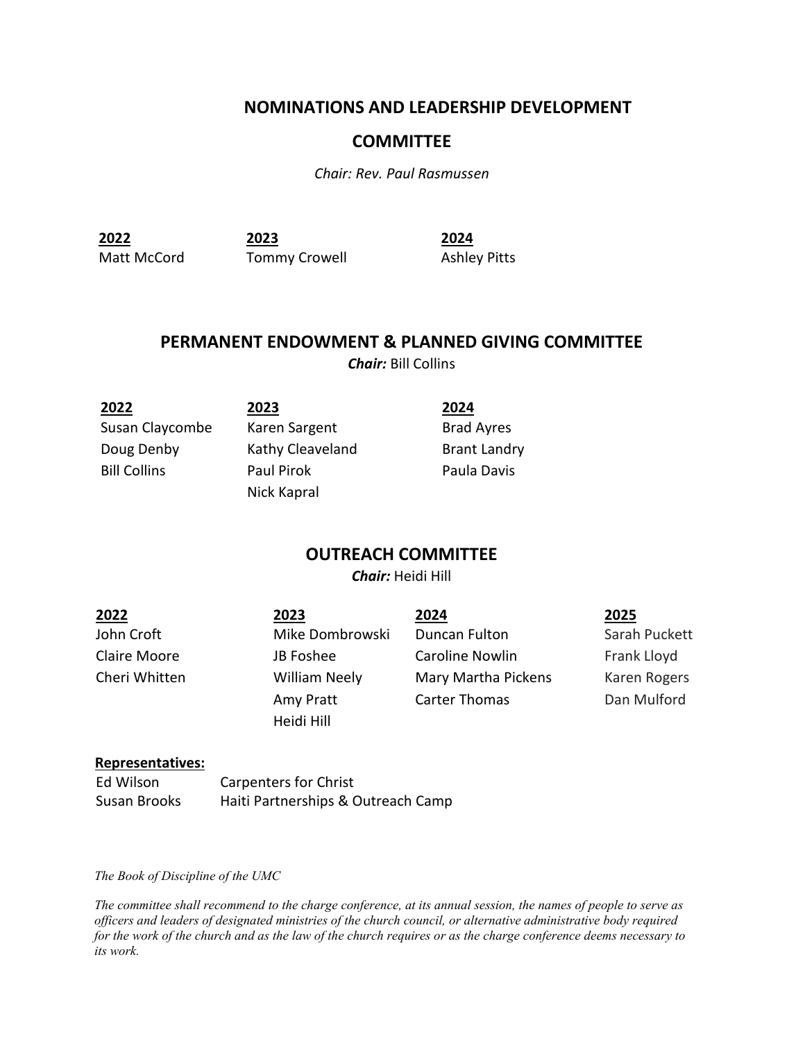## NOMINATIONS AND LEADERSHIP DEVELOPMENT COMMITTEE

*Chair: Rev. Paul Rasmussen*

| 2022 | 2023 | 2024 |
|---|---|---|
| Matt McCord | Tommy Crowell | Ashley Pitts |

## PERMANENT ENDOWMENT & PLANNED GIVING COMMITTEE

***Chair:*** Bill Collins

| 2022 | 2023 | 2024 |
|---|---|---|
| Susan Claycombe | Karen Sargent | Brad Ayres |
| Doug Denby | Kathy Cleaveland | Brant Landry |
| Bill Collins | Paul Pirok | Paula Davis |
| | Nick Kapral | |

## OUTREACH COMMITTEE

***Chair:*** Heidi Hill

| 2022 | 2023 | 2024 | 2025 |
|---|---|---|---|
| John Croft | Mike Dombrowski | Duncan Fulton | Sarah Puckett |
| Claire Moore | JB Foshee | Caroline Nowlin | Frank Lloyd |
| Cheri Whitten | William Neely | Mary Martha Pickens | Karen Rogers |
| | Amy Pratt | Carter Thomas | Dan Mulford |
| | Heidi Hill | | |

**Representatives:**

| | |
|---|---|
| Ed Wilson | Carpenters for Christ |
| Susan Brooks | Haiti Partnerships & Outreach Camp |

*The Book of Discipline of the UMC*

*The committee shall recommend to the charge conference, at its annual session, the names of people to serve as officers and leaders of designated ministries of the church council, or alternative administrative body required for the work of the church and as the law of the church requires or as the charge conference deems necessary to its work.*